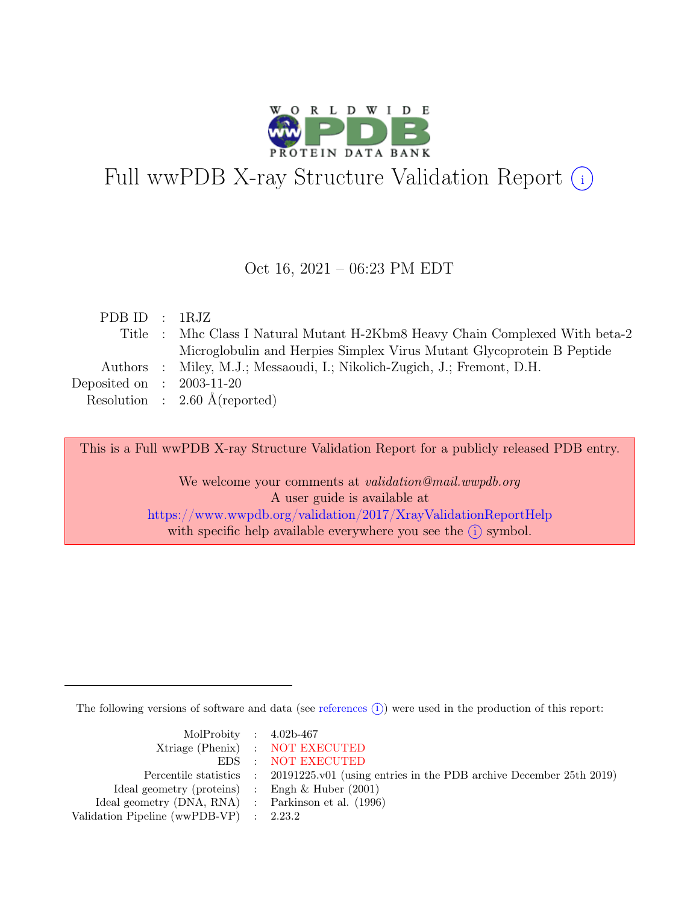# Full wwPDB X-ray Structure Validation Report (i)

Oct 16, 2021 – 06:23 PM EDT

| | | |
|---|---|---|
| PDB ID | : | 1RJZ |
| Title | : | Mhc Class I Natural Mutant H-2Kbm8 Heavy Chain Complexed With beta-2 Microglobulin and Herpies Simplex Virus Mutant Glycoprotein B Peptide |
| Authors | : | Miley, M.J.; Messaoudi, I.; Nikolich-Zugich, J.; Fremont, D.H. |
| Deposited on | : | 2003-11-20 |
| Resolution | : | 2.60 Å(reported) |

This is a Full wwPDB X-ray Structure Validation Report for a publicly released PDB entry.

We welcome your comments at *validation@mail.wwpdb.org*
A user guide is available at
https://www.wwpdb.org/validation/2017/XrayValidationReportHelp
with specific help available everywhere you see the (i) symbol.

The following versions of software and data (see references (i)) were used in the production of this report:

| | | |
|---|---|---|
| MolProbity | : | 4.02b-467 |
| Xtriage (Phenix) | : | NOT EXECUTED |
| EDS | : | NOT EXECUTED |
| Percentile statistics | : | 20191225.v01 (using entries in the PDB archive December 25th 2019) |
| Ideal geometry (proteins) | : | Engh & Huber (2001) |
| Ideal geometry (DNA, RNA) | : | Parkinson et al. (1996) |
| Validation Pipeline (wwPDB-VP) | : | 2.23.2 |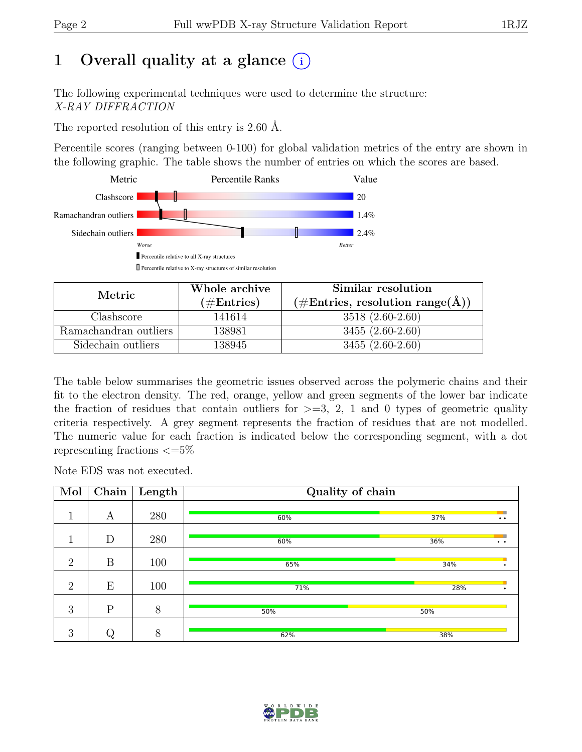# 1 Overall quality at a glance

The following experimental techniques were used to determine the structure:
*X-RAY DIFFRACTION*

The reported resolution of this entry is 2.60 Å.

Percentile scores (ranging between 0-100) for global validation metrics of the entry are shown in the following graphic. The table shows the number of entries on which the scores are based.

| Metric | Value |
|---|---|
| Clashscore | 20 |
| Ramachandran outliers | 1.4% |
| Sidechain outliers | 2.4% |

Worse — Better

Percentile relative to all X-ray structures

Percentile relative to X-ray structures of similar resolution

| Metric | Whole archive (#Entries) | Similar resolution (#Entries, resolution range(Å)) |
|---|---|---|
| Clashscore | 141614 | 3518 (2.60-2.60) |
| Ramachandran outliers | 138981 | 3455 (2.60-2.60) |
| Sidechain outliers | 138945 | 3455 (2.60-2.60) |

The table below summarises the geometric issues observed across the polymeric chains and their fit to the electron density. The red, orange, yellow and green segments of the lower bar indicate the fraction of residues that contain outliers for >=3, 2, 1 and 0 types of geometric quality criteria respectively. A grey segment represents the fraction of residues that are not modelled. The numeric value for each fraction is indicated below the corresponding segment, with a dot representing fractions <=5%

Note EDS was not executed.

| Mol | Chain | Length | Quality of chain |
|---|---|---|---|
| 1 | A | 280 | 60% 37% • • |
| 1 | D | 280 | 60% 36% • • |
| 2 | B | 100 | 65% 34% • |
| 2 | E | 100 | 71% 28% • |
| 3 | P | 8 | 50% 50% |
| 3 | Q | 8 | 62% 38% |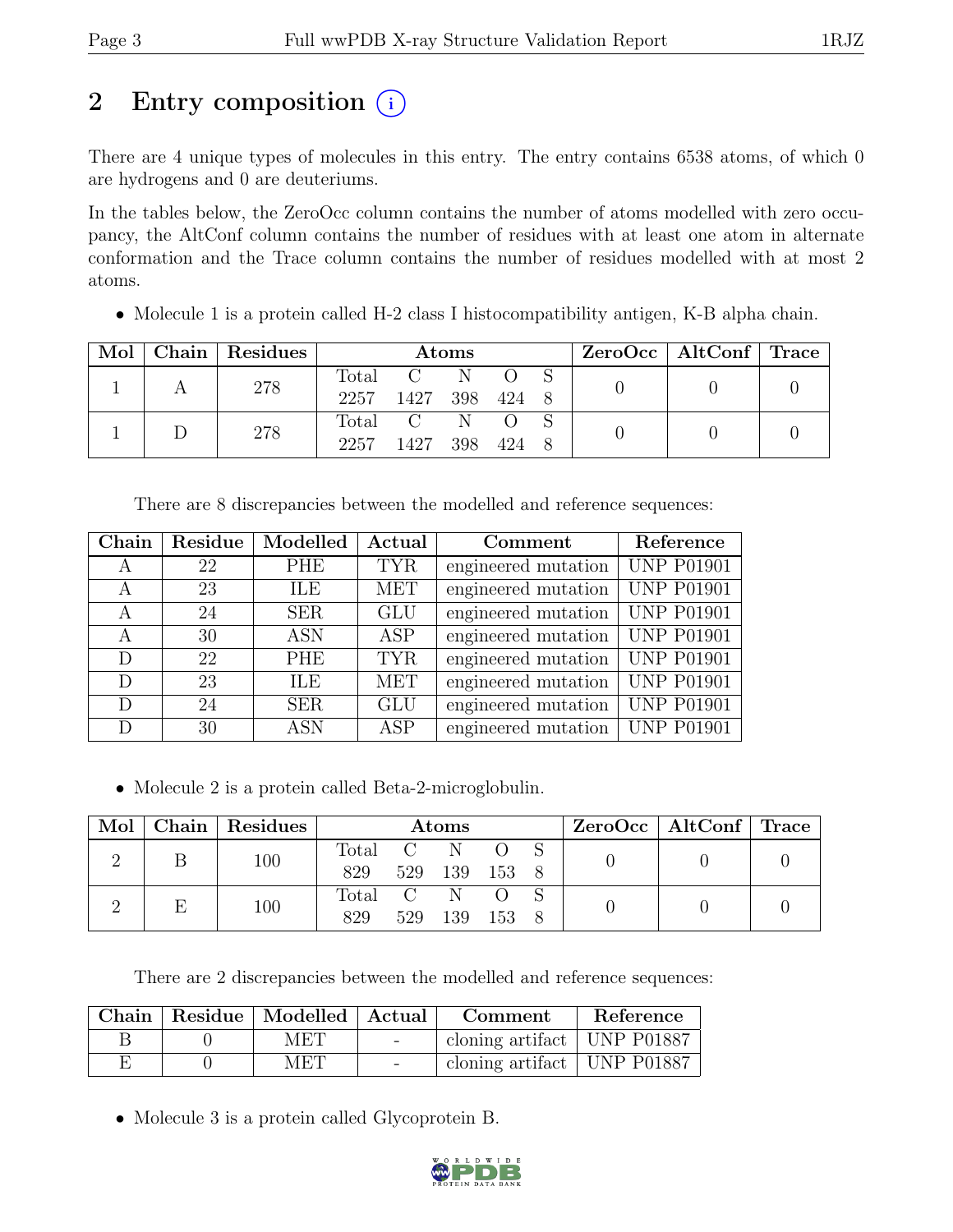# 2 Entry composition (i)

There are 4 unique types of molecules in this entry. The entry contains 6538 atoms, of which 0 are hydrogens and 0 are deuteriums.

In the tables below, the ZeroOcc column contains the number of atoms modelled with zero occupancy, the AltConf column contains the number of residues with at least one atom in alternate conformation and the Trace column contains the number of residues modelled with at most 2 atoms.

- Molecule 1 is a protein called H-2 class I histocompatibility antigen, K-B alpha chain.

| Mol | Chain | Residues | Atoms | | | | | ZeroOcc | AltConf | Trace |
|---|---|---|---|---|---|---|---|---|---|---|
| | | | Total | C | N | O | S | | | |
| 1 | A | 278 | 2257 | 1427 | 398 | 424 | 8 | 0 | 0 | 0 |
| 1 | D | 278 | 2257 | 1427 | 398 | 424 | 8 | 0 | 0 | 0 |

There are 8 discrepancies between the modelled and reference sequences:

| Chain | Residue | Modelled | Actual | Comment | Reference |
|---|---|---|---|---|---|
| A | 22 | PHE | TYR | engineered mutation | UNP P01901 |
| A | 23 | ILE | MET | engineered mutation | UNP P01901 |
| A | 24 | SER | GLU | engineered mutation | UNP P01901 |
| A | 30 | ASN | ASP | engineered mutation | UNP P01901 |
| D | 22 | PHE | TYR | engineered mutation | UNP P01901 |
| D | 23 | ILE | MET | engineered mutation | UNP P01901 |
| D | 24 | SER | GLU | engineered mutation | UNP P01901 |
| D | 30 | ASN | ASP | engineered mutation | UNP P01901 |

- Molecule 2 is a protein called Beta-2-microglobulin.

| Mol | Chain | Residues | Atoms | | | | | ZeroOcc | AltConf | Trace |
|---|---|---|---|---|---|---|---|---|---|---|
| | | | Total | C | N | O | S | | | |
| 2 | B | 100 | 829 | 529 | 139 | 153 | 8 | 0 | 0 | 0 |
| 2 | E | 100 | 829 | 529 | 139 | 153 | 8 | 0 | 0 | 0 |

There are 2 discrepancies between the modelled and reference sequences:

| Chain | Residue | Modelled | Actual | Comment | Reference |
|---|---|---|---|---|---|
| B | 0 | MET | - | cloning artifact | UNP P01887 |
| E | 0 | MET | - | cloning artifact | UNP P01887 |

- Molecule 3 is a protein called Glycoprotein B.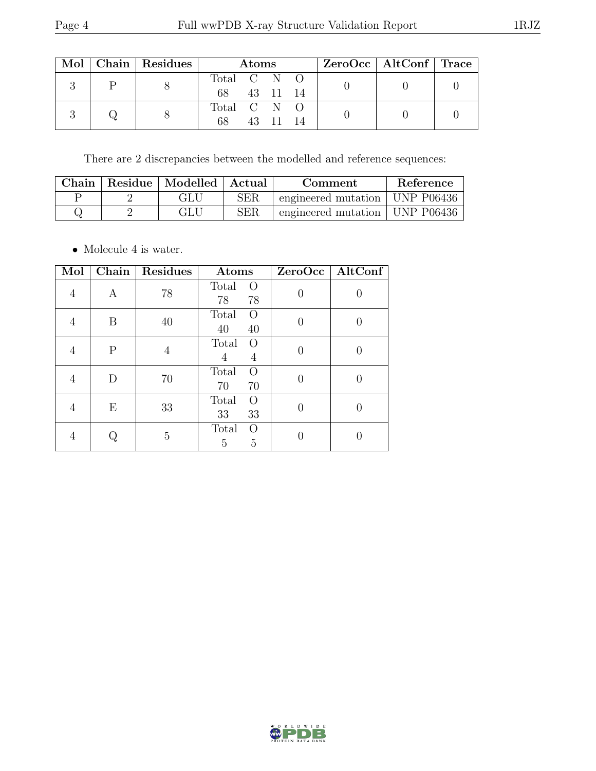| Mol | Chain | Residues | Atoms | | | | ZeroOcc | AltConf | Trace |
|---|---|---|---|---|---|---|---|---|---|
| 3 | P | 8 | Total | C | N | O | 0 | 0 | 0 |
| | | | 68 | 43 | 11 | 14 | | | |
| 3 | Q | 8 | Total | C | N | O | 0 | 0 | 0 |
| | | | 68 | 43 | 11 | 14 | | | |

There are 2 discrepancies between the modelled and reference sequences:

| Chain | Residue | Modelled | Actual | Comment | Reference |
|---|---|---|---|---|---|
| P | 2 | GLU | SER | engineered mutation | UNP P06436 |
| Q | 2 | GLU | SER | engineered mutation | UNP P06436 |

- Molecule 4 is water.

| Mol | Chain | Residues | Atoms | | ZeroOcc | AltConf |
|---|---|---|---|---|---|---|
| 4 | A | 78 | Total | O | 0 | 0 |
| | | | 78 | 78 | | |
| 4 | B | 40 | Total | O | 0 | 0 |
| | | | 40 | 40 | | |
| 4 | P | 4 | Total | O | 0 | 0 |
| | | | 4 | 4 | | |
| 4 | D | 70 | Total | O | 0 | 0 |
| | | | 70 | 70 | | |
| 4 | E | 33 | Total | O | 0 | 0 |
| | | | 33 | 33 | | |
| 4 | Q | 5 | Total | O | 0 | 0 |
| | | | 5 | 5 | | |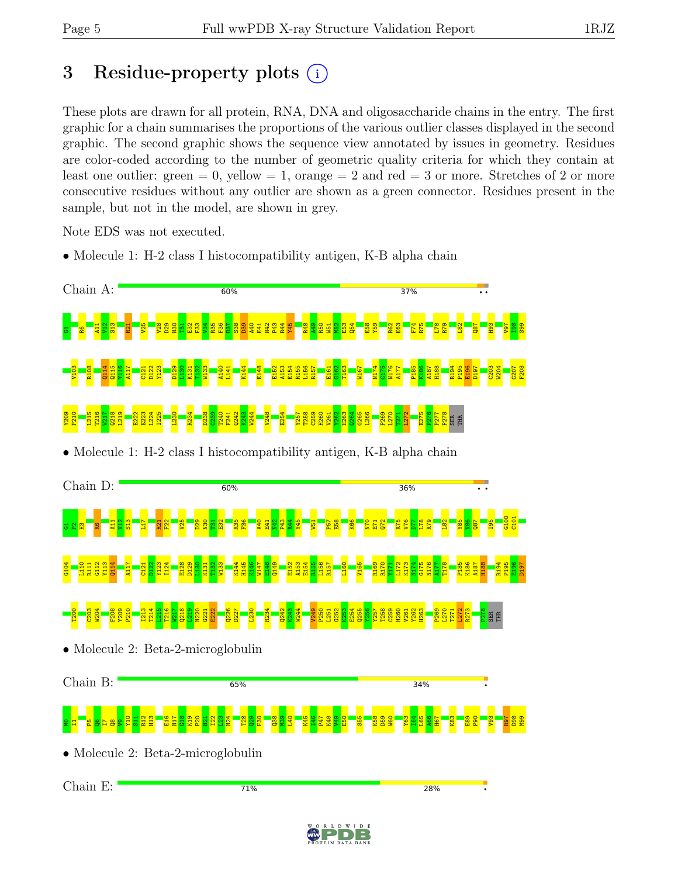# 3 Residue-property plots

These plots are drawn for all protein, RNA, DNA and oligosaccharide chains in the entry. The first graphic for a chain summarises the proportions of the various outlier classes displayed in the second graphic. The second graphic shows the sequence view annotated by issues in geometry. Residues are color-coded according to the number of geometric quality criteria for which they contain at least one outlier: green = 0, yellow = 1, orange = 2 and red = 3 or more. Stretches of 2 or more consecutive residues without any outlier are shown as a green connector. Residues present in the sample, but not in the model, are shown in grey.

Note EDS was not executed.

- Molecule 1: H-2 class I histocompatibility antigen, K-B alpha chain

Chain A: 60% 37% • •

G1 R6 A11 V12 S13 R21 V25 V28 D29 N30 T31 E32 F33 V34 R35 F36 D37 S38 D39 A40 E41 N42 P43 R44 Y45 R48 A49 R50 W51 M52 E53 Q54 E58 Y59 R62 E63 F74 R75 L78 R79 L82 Q87 H93 V97 I98 S99 V103 R108 Q114 Q115 Y116 A117 C121 D122 Y123 D129 L130 K131 T132 W133 A140 L141 K144 E148 E152 A153 E154 R155 L156 R157 E161 G162 T163 W167 N174 G175 N176 A177 P185 K186 A187 H188 R194 P195 E196 D197 C203 W204 G207 F208 Y209 P210 I215 T216 W217 Q218 L219 E222 E223 L224 I225 L230 R234 D238 G239 T240 F241 Q242 K243 W244 V248 E254 Y257 T258 C259 H260 V261 Y262 H263 Q264 G265 L266 P269 L270 T271 L272 E275 P276 P277 P278 SER THR

- Molecule 1: H-2 class I histocompatibility antigen, K-B alpha chain

Chain D: 60% 36% • •

G1 P2 H3 R6 A11 V12 S13 L17 R21 F22 V25 D29 N30 T31 E32 R35 F36 A40 E41 N42 P43 R44 Y45 W51 P57 E58 K66 N70 E71 Q72 R75 V76 D77 L78 R79 L82 Y85 N86 Q87 I95 G100 C101 G104 L110 R111 G112 Y113 Q114 A117 C121 D122 Y123 I124 E128 D129 L130 K131 T132 W133 K144 H145 K146 W147 E148 Q149 E152 A153 E154 R155 L156 R157 L160 V165 R169 R170 Y171 L172 K173 N174 G175 N176 A177 T178 P185 K186 A187 H188 R194 P195 E196 D197 T200 C203 W204 F208 Y209 P210 I213 T214 L215 T216 W217 Q218 L219 N220 G221 E222 Q226 D227 L230 R234 Q242 K243 W244 V249 P250 L251 G252 K253 E254 Q255 Y256 Y257 T258 C259 H260 V261 Y262 H263 P269 L270 T271 L272 R273 P278 SER THR

- Molecule 2: Beta-2-microglobulin

Chain B: 65% 34% •

M0 I1 P5 Q6 I7 Q8 V9 Y10 S11 R12 H13 E16 N17 G18 K19 P20 N21 I22 L23 N24 T28 Q29 F30 Q38 M39 L40 K45 I46 P47 K48 V49 E50 S55 K58 D59 W60 Y63 I64 L65 A66 H67 K83 E89 P90 V93 R97 D98 M99

- Molecule 2: Beta-2-microglobulin

Chain E: 71% 28% •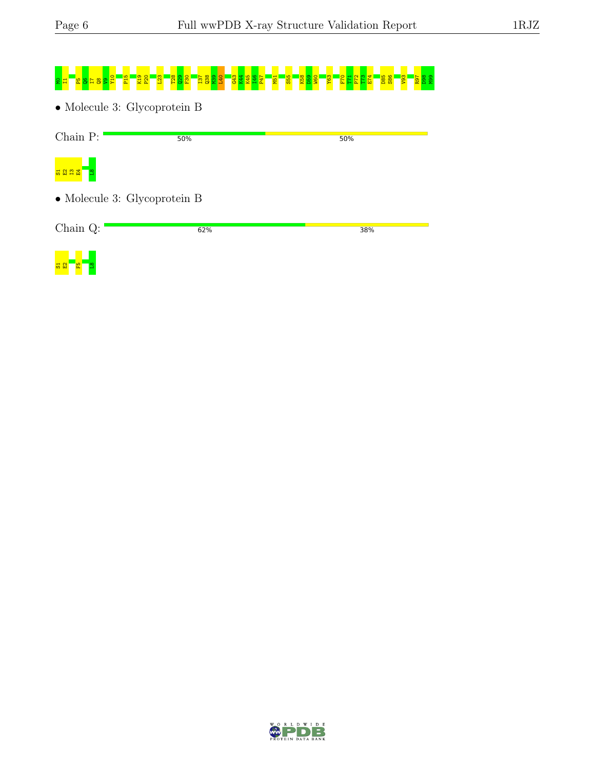M0 I1 P5 Q6 I7 Q8 V9 Y10 P15 K19 P20 L23 T28 Q29 F30 I37 Q38 M39 L40 G43 K44 K45 I46 P47 M51 S55 K58 D59 W60 Y63 F70 T71 P72 T73 E74 D85 S86 V93 R97 D98 M99

- Molecule 3: Glycoprotein B

Chain P: 50% 50%

S1 E2 I3 E4 L8

- Molecule 3: Glycoprotein B

Chain Q: 62% 38%

S1 E2 F5 L8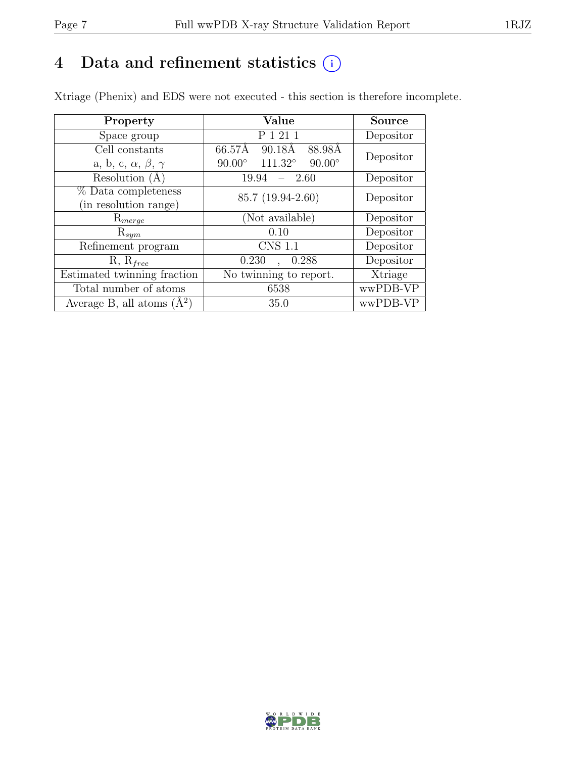# 4 Data and refinement statistics (i)

Xtriage (Phenix) and EDS were not executed - this section is therefore incomplete.

| Property | Value | Source |
|---|---|---|
| Space group | P 1 21 1 | Depositor |
| Cell constants<br>a, b, c, $\alpha$, $\beta$, $\gamma$ | 66.57Å 90.18Å 88.98Å<br>90.00° 111.32° 90.00° | Depositor |
| Resolution (Å) | 19.94 – 2.60 | Depositor |
| % Data completeness<br>(in resolution range) | 85.7 (19.94-2.60) | Depositor |
| $R_{merge}$ | (Not available) | Depositor |
| $R_{sym}$ | 0.10 | Depositor |
| Refinement program | CNS 1.1 | Depositor |
| R, $R_{free}$ | 0.230 , 0.288 | Depositor |
| Estimated twinning fraction | No twinning to report. | Xtriage |
| Total number of atoms | 6538 | wwPDB-VP |
| Average B, all atoms ($Å^2$) | 35.0 | wwPDB-VP |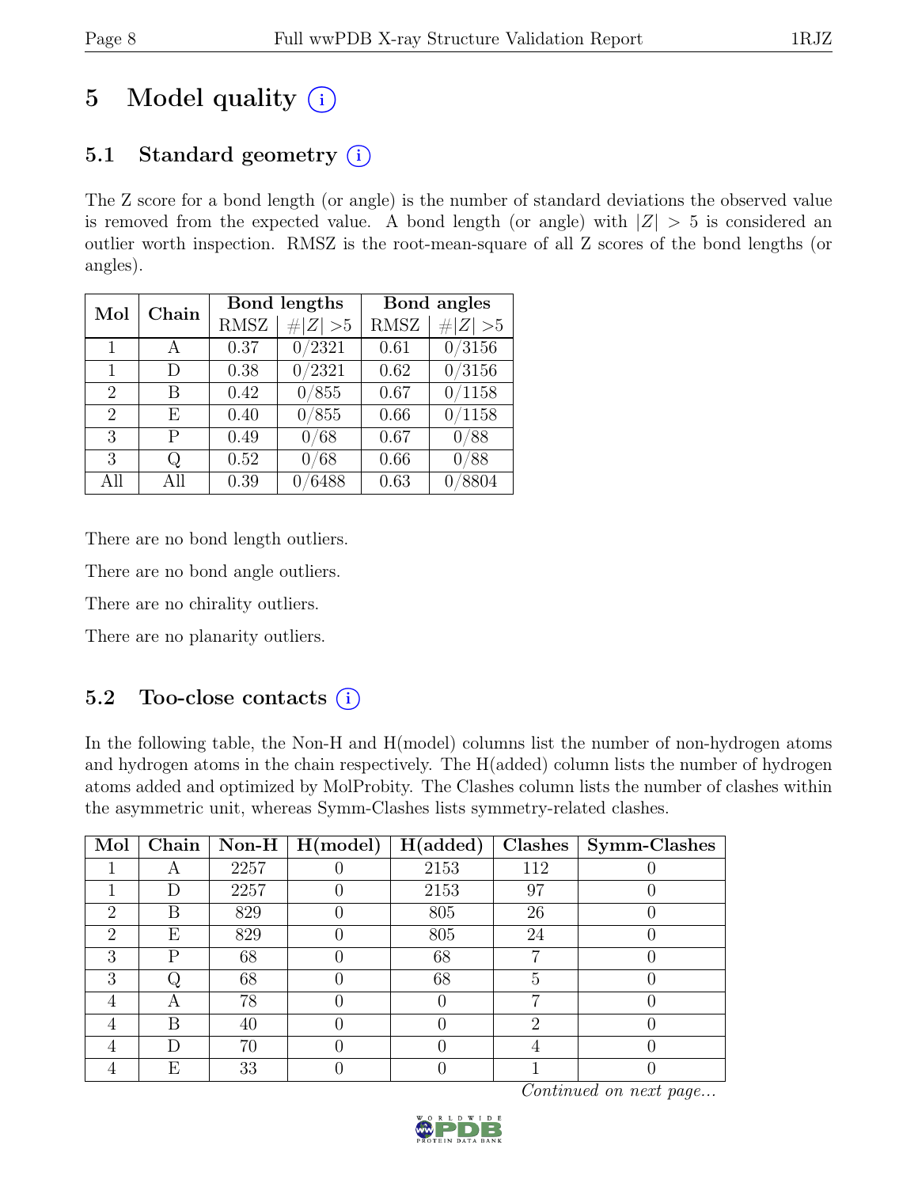# 5 Model quality (i)

## 5.1 Standard geometry (i)

The Z score for a bond length (or angle) is the number of standard deviations the observed value is removed from the expected value. A bond length (or angle) with $|Z| > 5$ is considered an outlier worth inspection. RMSZ is the root-mean-square of all Z scores of the bond lengths (or angles).

| Mol | Chain | Bond lengths | | Bond angles | |
|---|---|---|---|---|---|
| | | RMSZ | $\#\|Z\| > 5$ | RMSZ | $\#\|Z\| > 5$ |
| 1 | A | 0.37 | 0/2321 | 0.61 | 0/3156 |
| 1 | D | 0.38 | 0/2321 | 0.62 | 0/3156 |
| 2 | B | 0.42 | 0/855 | 0.67 | 0/1158 |
| 2 | E | 0.40 | 0/855 | 0.66 | 0/1158 |
| 3 | P | 0.49 | 0/68 | 0.67 | 0/88 |
| 3 | Q | 0.52 | 0/68 | 0.66 | 0/88 |
| All | All | 0.39 | 0/6488 | 0.63 | 0/8804 |

There are no bond length outliers.

There are no bond angle outliers.

There are no chirality outliers.

There are no planarity outliers.

## 5.2 Too-close contacts (i)

In the following table, the Non-H and H(model) columns list the number of non-hydrogen atoms and hydrogen atoms in the chain respectively. The H(added) column lists the number of hydrogen atoms added and optimized by MolProbity. The Clashes column lists the number of clashes within the asymmetric unit, whereas Symm-Clashes lists symmetry-related clashes.

| Mol | Chain | Non-H | H(model) | H(added) | Clashes | Symm-Clashes |
|---|---|---|---|---|---|---|
| 1 | A | 2257 | 0 | 2153 | 112 | 0 |
| 1 | D | 2257 | 0 | 2153 | 97 | 0 |
| 2 | B | 829 | 0 | 805 | 26 | 0 |
| 2 | E | 829 | 0 | 805 | 24 | 0 |
| 3 | P | 68 | 0 | 68 | 7 | 0 |
| 3 | Q | 68 | 0 | 68 | 5 | 0 |
| 4 | A | 78 | 0 | 0 | 7 | 0 |
| 4 | B | 40 | 0 | 0 | 2 | 0 |
| 4 | D | 70 | 0 | 0 | 4 | 0 |
| 4 | E | 33 | 0 | 0 | 1 | 0 |

*Continued on next page...*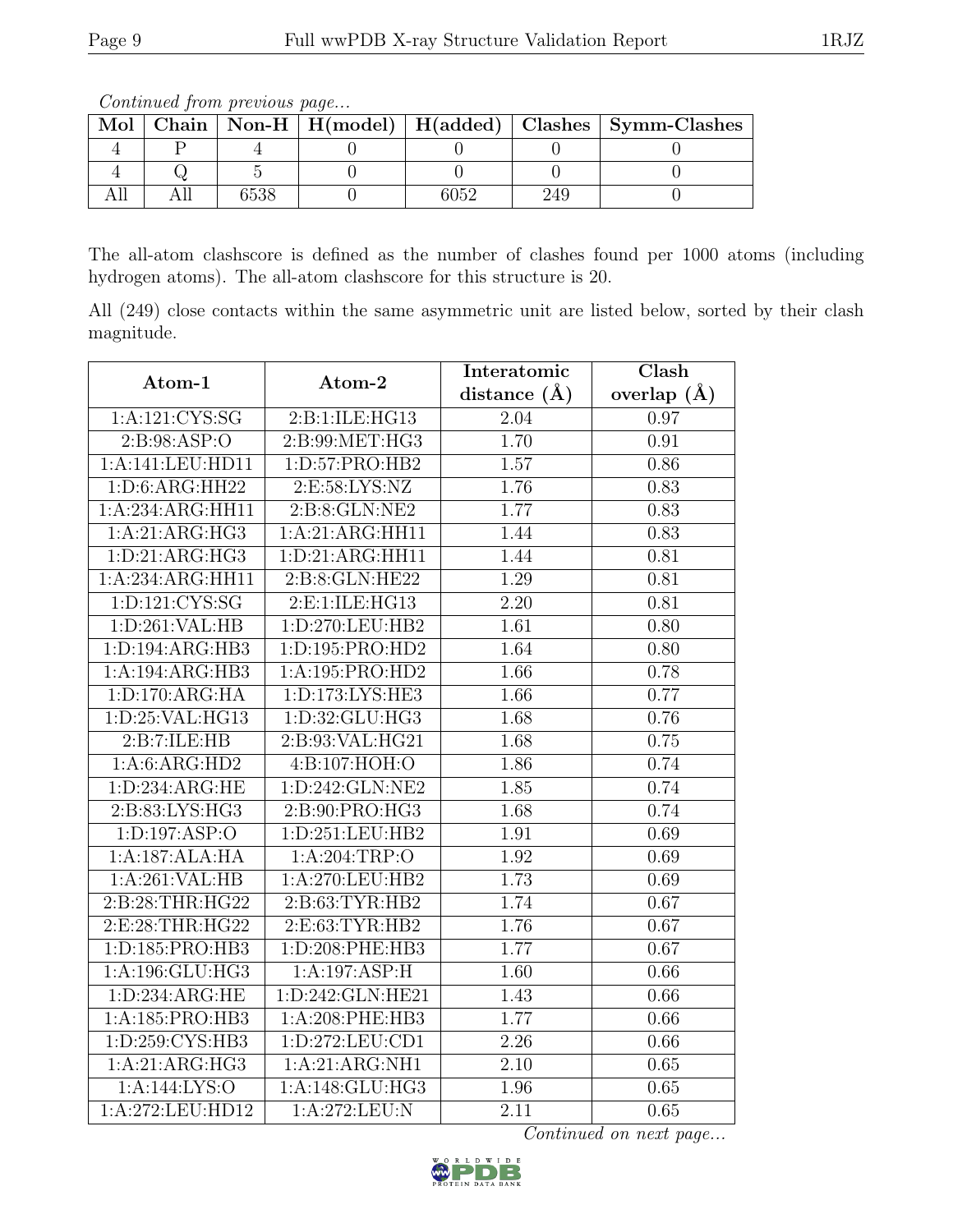*Continued from previous page...*

| Mol | Chain | Non-H | H(model) | H(added) | Clashes | Symm-Clashes |
|---|---|---|---|---|---|---|
| 4 | P | 4 | 0 | 0 | 0 | 0 |
| 4 | Q | 5 | 0 | 0 | 0 | 0 |
| All | All | 6538 | 0 | 6052 | 249 | 0 |

The all-atom clashscore is defined as the number of clashes found per 1000 atoms (including hydrogen atoms). The all-atom clashscore for this structure is 20.

All (249) close contacts within the same asymmetric unit are listed below, sorted by their clash magnitude.

| Atom-1 | Atom-2 | Interatomic distance (Å) | Clash overlap (Å) |
|---|---|---|---|
| 1:A:121:CYS:SG | 2:B:1:ILE:HG13 | 2.04 | 0.97 |
| 2:B:98:ASP:O | 2:B:99:MET:HG3 | 1.70 | 0.91 |
| 1:A:141:LEU:HD11 | 1:D:57:PRO:HB2 | 1.57 | 0.86 |
| 1:D:6:ARG:HH22 | 2:E:58:LYS:NZ | 1.76 | 0.83 |
| 1:A:234:ARG:HH11 | 2:B:8:GLN:NE2 | 1.77 | 0.83 |
| 1:A:21:ARG:HG3 | 1:A:21:ARG:HH11 | 1.44 | 0.83 |
| 1:D:21:ARG:HG3 | 1:D:21:ARG:HH11 | 1.44 | 0.81 |
| 1:A:234:ARG:HH11 | 2:B:8:GLN:HE22 | 1.29 | 0.81 |
| 1:D:121:CYS:SG | 2:E:1:ILE:HG13 | 2.20 | 0.81 |
| 1:D:261:VAL:HB | 1:D:270:LEU:HB2 | 1.61 | 0.80 |
| 1:D:194:ARG:HB3 | 1:D:195:PRO:HD2 | 1.64 | 0.80 |
| 1:A:194:ARG:HB3 | 1:A:195:PRO:HD2 | 1.66 | 0.78 |
| 1:D:170:ARG:HA | 1:D:173:LYS:HE3 | 1.66 | 0.77 |
| 1:D:25:VAL:HG13 | 1:D:32:GLU:HG3 | 1.68 | 0.76 |
| 2:B:7:ILE:HB | 2:B:93:VAL:HG21 | 1.68 | 0.75 |
| 1:A:6:ARG:HD2 | 4:B:107:HOH:O | 1.86 | 0.74 |
| 1:D:234:ARG:HE | 1:D:242:GLN:NE2 | 1.85 | 0.74 |
| 2:B:83:LYS:HG3 | 2:B:90:PRO:HG3 | 1.68 | 0.74 |
| 1:D:197:ASP:O | 1:D:251:LEU:HB2 | 1.91 | 0.69 |
| 1:A:187:ALA:HA | 1:A:204:TRP:O | 1.92 | 0.69 |
| 1:A:261:VAL:HB | 1:A:270:LEU:HB2 | 1.73 | 0.69 |
| 2:B:28:THR:HG22 | 2:B:63:TYR:HB2 | 1.74 | 0.67 |
| 2:E:28:THR:HG22 | 2:E:63:TYR:HB2 | 1.76 | 0.67 |
| 1:D:185:PRO:HB3 | 1:D:208:PHE:HB3 | 1.77 | 0.67 |
| 1:A:196:GLU:HG3 | 1:A:197:ASP:H | 1.60 | 0.66 |
| 1:D:234:ARG:HE | 1:D:242:GLN:HE21 | 1.43 | 0.66 |
| 1:A:185:PRO:HB3 | 1:A:208:PHE:HB3 | 1.77 | 0.66 |
| 1:D:259:CYS:HB3 | 1:D:272:LEU:CD1 | 2.26 | 0.66 |
| 1:A:21:ARG:HG3 | 1:A:21:ARG:NH1 | 2.10 | 0.65 |
| 1:A:144:LYS:O | 1:A:148:GLU:HG3 | 1.96 | 0.65 |
| 1:A:272:LEU:HD12 | 1:A:272:LEU:N | 2.11 | 0.65 |

*Continued on next page...*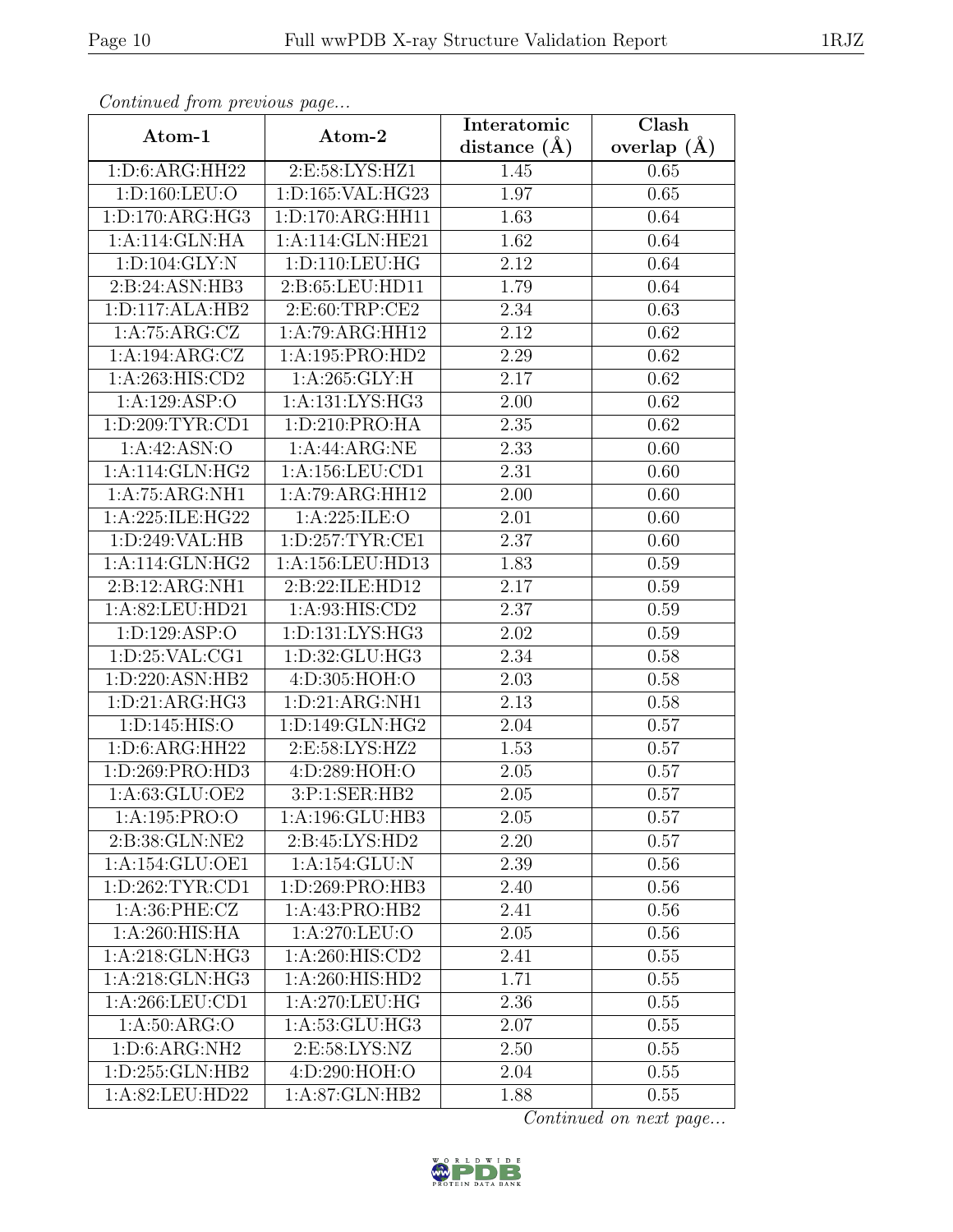*Continued from previous page...*

| Atom-1 | Atom-2 | Interatomic distance (Å) | Clash overlap (Å) |
|---|---|---|---|
| 1:D:6:ARG:HH22 | 2:E:58:LYS:HZ1 | 1.45 | 0.65 |
| 1:D:160:LEU:O | 1:D:165:VAL:HG23 | 1.97 | 0.65 |
| 1:D:170:ARG:HG3 | 1:D:170:ARG:HH11 | 1.63 | 0.64 |
| 1:A:114:GLN:HA | 1:A:114:GLN:HE21 | 1.62 | 0.64 |
| 1:D:104:GLY:N | 1:D:110:LEU:HG | 2.12 | 0.64 |
| 2:B:24:ASN:HB3 | 2:B:65:LEU:HD11 | 1.79 | 0.64 |
| 1:D:117:ALA:HB2 | 2:E:60:TRP:CE2 | 2.34 | 0.63 |
| 1:A:75:ARG:CZ | 1:A:79:ARG:HH12 | 2.12 | 0.62 |
| 1:A:194:ARG:CZ | 1:A:195:PRO:HD2 | 2.29 | 0.62 |
| 1:A:263:HIS:CD2 | 1:A:265:GLY:H | 2.17 | 0.62 |
| 1:A:129:ASP:O | 1:A:131:LYS:HG3 | 2.00 | 0.62 |
| 1:D:209:TYR:CD1 | 1:D:210:PRO:HA | 2.35 | 0.62 |
| 1:A:42:ASN:O | 1:A:44:ARG:NE | 2.33 | 0.60 |
| 1:A:114:GLN:HG2 | 1:A:156:LEU:CD1 | 2.31 | 0.60 |
| 1:A:75:ARG:NH1 | 1:A:79:ARG:HH12 | 2.00 | 0.60 |
| 1:A:225:ILE:HG22 | 1:A:225:ILE:O | 2.01 | 0.60 |
| 1:D:249:VAL:HB | 1:D:257:TYR:CE1 | 2.37 | 0.60 |
| 1:A:114:GLN:HG2 | 1:A:156:LEU:HD13 | 1.83 | 0.59 |
| 2:B:12:ARG:NH1 | 2:B:22:ILE:HD12 | 2.17 | 0.59 |
| 1:A:82:LEU:HD21 | 1:A:93:HIS:CD2 | 2.37 | 0.59 |
| 1:D:129:ASP:O | 1:D:131:LYS:HG3 | 2.02 | 0.59 |
| 1:D:25:VAL:CG1 | 1:D:32:GLU:HG3 | 2.34 | 0.58 |
| 1:D:220:ASN:HB2 | 4:D:305:HOH:O | 2.03 | 0.58 |
| 1:D:21:ARG:HG3 | 1:D:21:ARG:NH1 | 2.13 | 0.58 |
| 1:D:145:HIS:O | 1:D:149:GLN:HG2 | 2.04 | 0.57 |
| 1:D:6:ARG:HH22 | 2:E:58:LYS:HZ2 | 1.53 | 0.57 |
| 1:D:269:PRO:HD3 | 4:D:289:HOH:O | 2.05 | 0.57 |
| 1:A:63:GLU:OE2 | 3:P:1:SER:HB2 | 2.05 | 0.57 |
| 1:A:195:PRO:O | 1:A:196:GLU:HB3 | 2.05 | 0.57 |
| 2:B:38:GLN:NE2 | 2:B:45:LYS:HD2 | 2.20 | 0.57 |
| 1:A:154:GLU:OE1 | 1:A:154:GLU:N | 2.39 | 0.56 |
| 1:D:262:TYR:CD1 | 1:D:269:PRO:HB3 | 2.40 | 0.56 |
| 1:A:36:PHE:CZ | 1:A:43:PRO:HB2 | 2.41 | 0.56 |
| 1:A:260:HIS:HA | 1:A:270:LEU:O | 2.05 | 0.56 |
| 1:A:218:GLN:HG3 | 1:A:260:HIS:CD2 | 2.41 | 0.55 |
| 1:A:218:GLN:HG3 | 1:A:260:HIS:HD2 | 1.71 | 0.55 |
| 1:A:266:LEU:CD1 | 1:A:270:LEU:HG | 2.36 | 0.55 |
| 1:A:50:ARG:O | 1:A:53:GLU:HG3 | 2.07 | 0.55 |
| 1:D:6:ARG:NH2 | 2:E:58:LYS:NZ | 2.50 | 0.55 |
| 1:D:255:GLN:HB2 | 4:D:290:HOH:O | 2.04 | 0.55 |
| 1:A:82:LEU:HD22 | 1:A:87:GLN:HB2 | 1.88 | 0.55 |

*Continued on next page...*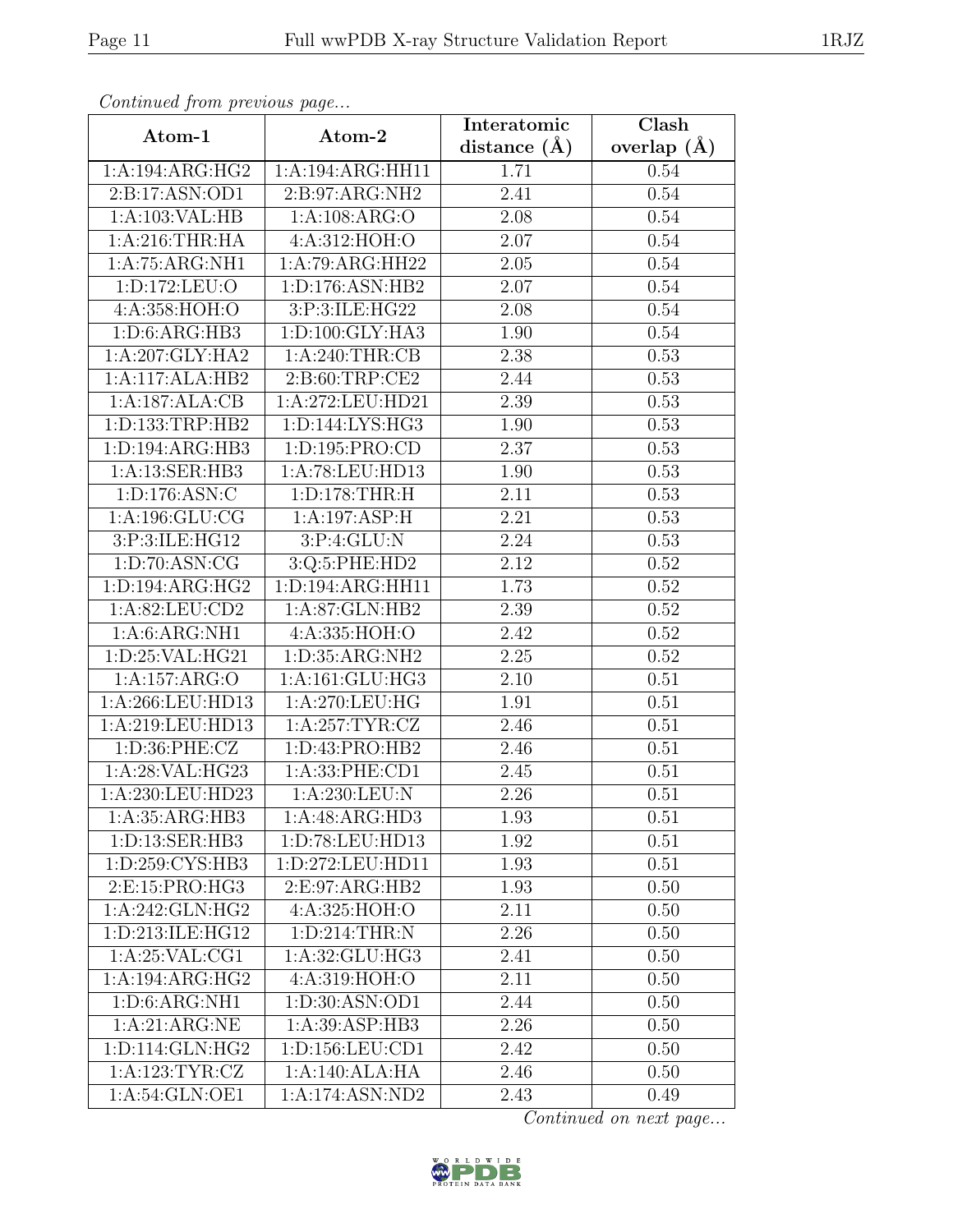*Continued from previous page...*

| Atom-1 | Atom-2 | Interatomic distance (Å) | Clash overlap (Å) |
|---|---|---|---|
| 1:A:194:ARG:HG2 | 1:A:194:ARG:HH11 | 1.71 | 0.54 |
| 2:B:17:ASN:OD1 | 2:B:97:ARG:NH2 | 2.41 | 0.54 |
| 1:A:103:VAL:HB | 1:A:108:ARG:O | 2.08 | 0.54 |
| 1:A:216:THR:HA | 4:A:312:HOH:O | 2.07 | 0.54 |
| 1:A:75:ARG:NH1 | 1:A:79:ARG:HH22 | 2.05 | 0.54 |
| 1:D:172:LEU:O | 1:D:176:ASN:HB2 | 2.07 | 0.54 |
| 4:A:358:HOH:O | 3:P:3:ILE:HG22 | 2.08 | 0.54 |
| 1:D:6:ARG:HB3 | 1:D:100:GLY:HA3 | 1.90 | 0.54 |
| 1:A:207:GLY:HA2 | 1:A:240:THR:CB | 2.38 | 0.53 |
| 1:A:117:ALA:HB2 | 2:B:60:TRP:CE2 | 2.44 | 0.53 |
| 1:A:187:ALA:CB | 1:A:272:LEU:HD21 | 2.39 | 0.53 |
| 1:D:133:TRP:HB2 | 1:D:144:LYS:HG3 | 1.90 | 0.53 |
| 1:D:194:ARG:HB3 | 1:D:195:PRO:CD | 2.37 | 0.53 |
| 1:A:13:SER:HB3 | 1:A:78:LEU:HD13 | 1.90 | 0.53 |
| 1:D:176:ASN:C | 1:D:178:THR:H | 2.11 | 0.53 |
| 1:A:196:GLU:CG | 1:A:197:ASP:H | 2.21 | 0.53 |
| 3:P:3:ILE:HG12 | 3:P:4:GLU:N | 2.24 | 0.53 |
| 1:D:70:ASN:CG | 3:Q:5:PHE:HD2 | 2.12 | 0.52 |
| 1:D:194:ARG:HG2 | 1:D:194:ARG:HH11 | 1.73 | 0.52 |
| 1:A:82:LEU:CD2 | 1:A:87:GLN:HB2 | 2.39 | 0.52 |
| 1:A:6:ARG:NH1 | 4:A:335:HOH:O | 2.42 | 0.52 |
| 1:D:25:VAL:HG21 | 1:D:35:ARG:NH2 | 2.25 | 0.52 |
| 1:A:157:ARG:O | 1:A:161:GLU:HG3 | 2.10 | 0.51 |
| 1:A:266:LEU:HD13 | 1:A:270:LEU:HG | 1.91 | 0.51 |
| 1:A:219:LEU:HD13 | 1:A:257:TYR:CZ | 2.46 | 0.51 |
| 1:D:36:PHE:CZ | 1:D:43:PRO:HB2 | 2.46 | 0.51 |
| 1:A:28:VAL:HG23 | 1:A:33:PHE:CD1 | 2.45 | 0.51 |
| 1:A:230:LEU:HD23 | 1:A:230:LEU:N | 2.26 | 0.51 |
| 1:A:35:ARG:HB3 | 1:A:48:ARG:HD3 | 1.93 | 0.51 |
| 1:D:13:SER:HB3 | 1:D:78:LEU:HD13 | 1.92 | 0.51 |
| 1:D:259:CYS:HB3 | 1:D:272:LEU:HD11 | 1.93 | 0.51 |
| 2:E:15:PRO:HG3 | 2:E:97:ARG:HB2 | 1.93 | 0.50 |
| 1:A:242:GLN:HG2 | 4:A:325:HOH:O | 2.11 | 0.50 |
| 1:D:213:ILE:HG12 | 1:D:214:THR:N | 2.26 | 0.50 |
| 1:A:25:VAL:CG1 | 1:A:32:GLU:HG3 | 2.41 | 0.50 |
| 1:A:194:ARG:HG2 | 4:A:319:HOH:O | 2.11 | 0.50 |
| 1:D:6:ARG:NH1 | 1:D:30:ASN:OD1 | 2.44 | 0.50 |
| 1:A:21:ARG:NE | 1:A:39:ASP:HB3 | 2.26 | 0.50 |
| 1:D:114:GLN:HG2 | 1:D:156:LEU:CD1 | 2.42 | 0.50 |
| 1:A:123:TYR:CZ | 1:A:140:ALA:HA | 2.46 | 0.50 |
| 1:A:54:GLN:OE1 | 1:A:174:ASN:ND2 | 2.43 | 0.49 |

*Continued on next page...*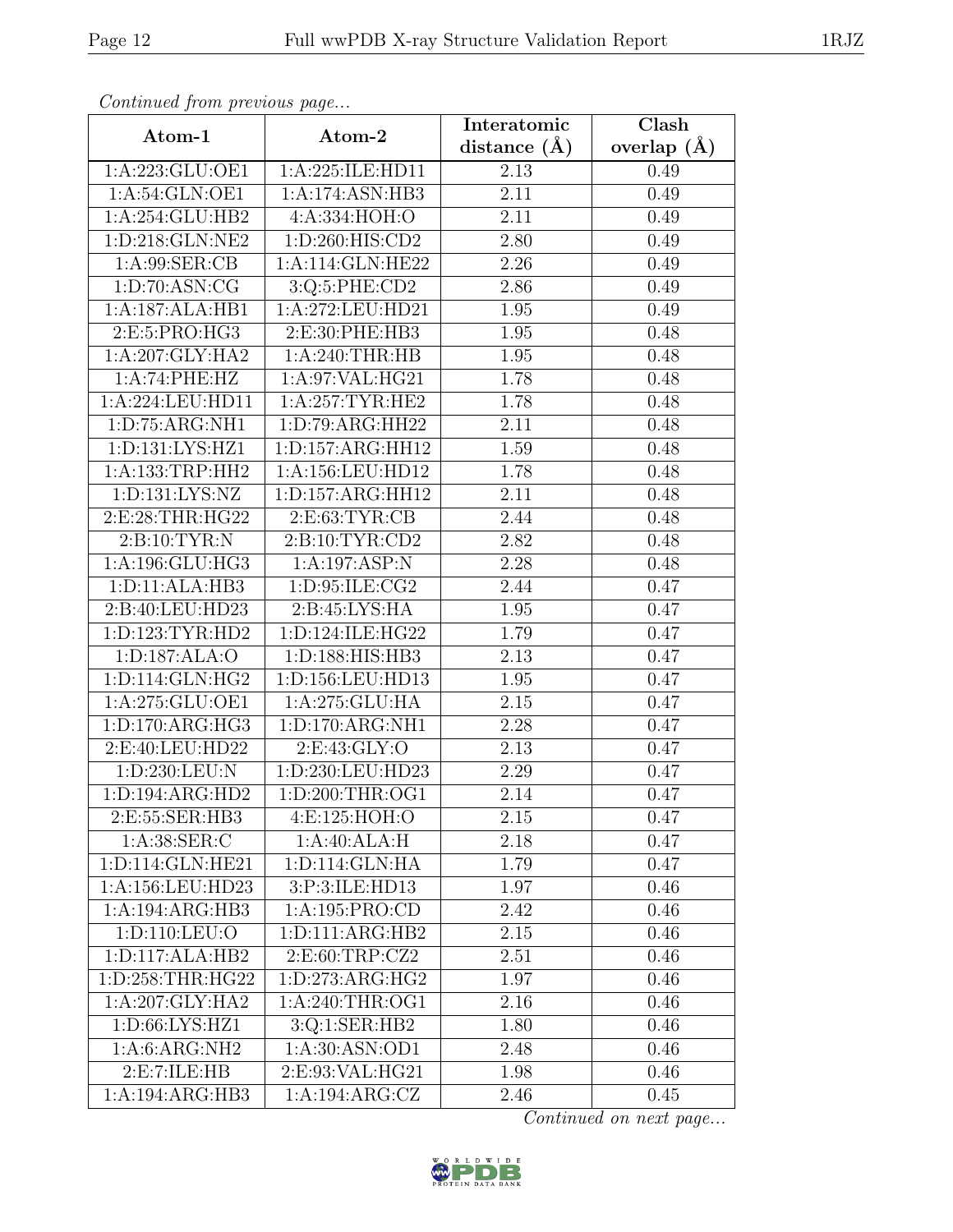*Continued from previous page...*

| Atom-1 | Atom-2 | Interatomic distance (Å) | Clash overlap (Å) |
|---|---|---|---|
| 1:A:223:GLU:OE1 | 1:A:225:ILE:HD11 | 2.13 | 0.49 |
| 1:A:54:GLN:OE1 | 1:A:174:ASN:HB3 | 2.11 | 0.49 |
| 1:A:254:GLU:HB2 | 4:A:334:HOH:O | 2.11 | 0.49 |
| 1:D:218:GLN:NE2 | 1:D:260:HIS:CD2 | 2.80 | 0.49 |
| 1:A:99:SER:CB | 1:A:114:GLN:HE22 | 2.26 | 0.49 |
| 1:D:70:ASN:CG | 3:Q:5:PHE:CD2 | 2.86 | 0.49 |
| 1:A:187:ALA:HB1 | 1:A:272:LEU:HD21 | 1.95 | 0.49 |
| 2:E:5:PRO:HG3 | 2:E:30:PHE:HB3 | 1.95 | 0.48 |
| 1:A:207:GLY:HA2 | 1:A:240:THR:HB | 1.95 | 0.48 |
| 1:A:74:PHE:HZ | 1:A:97:VAL:HG21 | 1.78 | 0.48 |
| 1:A:224:LEU:HD11 | 1:A:257:TYR:HE2 | 1.78 | 0.48 |
| 1:D:75:ARG:NH1 | 1:D:79:ARG:HH22 | 2.11 | 0.48 |
| 1:D:131:LYS:HZ1 | 1:D:157:ARG:HH12 | 1.59 | 0.48 |
| 1:A:133:TRP:HH2 | 1:A:156:LEU:HD12 | 1.78 | 0.48 |
| 1:D:131:LYS:NZ | 1:D:157:ARG:HH12 | 2.11 | 0.48 |
| 2:E:28:THR:HG22 | 2:E:63:TYR:CB | 2.44 | 0.48 |
| 2:B:10:TYR:N | 2:B:10:TYR:CD2 | 2.82 | 0.48 |
| 1:A:196:GLU:HG3 | 1:A:197:ASP:N | 2.28 | 0.48 |
| 1:D:11:ALA:HB3 | 1:D:95:ILE:CG2 | 2.44 | 0.47 |
| 2:B:40:LEU:HD23 | 2:B:45:LYS:HA | 1.95 | 0.47 |
| 1:D:123:TYR:HD2 | 1:D:124:ILE:HG22 | 1.79 | 0.47 |
| 1:D:187:ALA:O | 1:D:188:HIS:HB3 | 2.13 | 0.47 |
| 1:D:114:GLN:HG2 | 1:D:156:LEU:HD13 | 1.95 | 0.47 |
| 1:A:275:GLU:OE1 | 1:A:275:GLU:HA | 2.15 | 0.47 |
| 1:D:170:ARG:HG3 | 1:D:170:ARG:NH1 | 2.28 | 0.47 |
| 2:E:40:LEU:HD22 | 2:E:43:GLY:O | 2.13 | 0.47 |
| 1:D:230:LEU:N | 1:D:230:LEU:HD23 | 2.29 | 0.47 |
| 1:D:194:ARG:HD2 | 1:D:200:THR:OG1 | 2.14 | 0.47 |
| 2:E:55:SER:HB3 | 4:E:125:HOH:O | 2.15 | 0.47 |
| 1:A:38:SER:C | 1:A:40:ALA:H | 2.18 | 0.47 |
| 1:D:114:GLN:HE21 | 1:D:114:GLN:HA | 1.79 | 0.47 |
| 1:A:156:LEU:HD23 | 3:P:3:ILE:HD13 | 1.97 | 0.46 |
| 1:A:194:ARG:HB3 | 1:A:195:PRO:CD | 2.42 | 0.46 |
| 1:D:110:LEU:O | 1:D:111:ARG:HB2 | 2.15 | 0.46 |
| 1:D:117:ALA:HB2 | 2:E:60:TRP:CZ2 | 2.51 | 0.46 |
| 1:D:258:THR:HG22 | 1:D:273:ARG:HG2 | 1.97 | 0.46 |
| 1:A:207:GLY:HA2 | 1:A:240:THR:OG1 | 2.16 | 0.46 |
| 1:D:66:LYS:HZ1 | 3:Q:1:SER:HB2 | 1.80 | 0.46 |
| 1:A:6:ARG:NH2 | 1:A:30:ASN:OD1 | 2.48 | 0.46 |
| 2:E:7:ILE:HB | 2:E:93:VAL:HG21 | 1.98 | 0.46 |
| 1:A:194:ARG:HB3 | 1:A:194:ARG:CZ | 2.46 | 0.45 |

*Continued on next page...*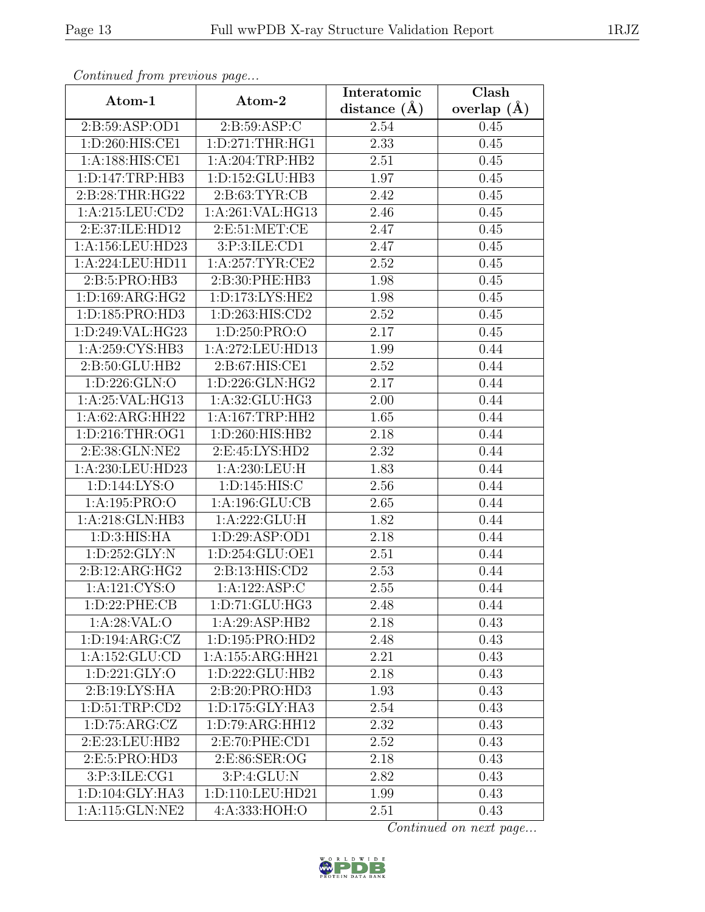*Continued from previous page...*

| Atom-1 | Atom-2 | Interatomic distance (Å) | Clash overlap (Å) |
|---|---|---|---|
| 2:B:59:ASP:OD1 | 2:B:59:ASP:C | 2.54 | 0.45 |
| 1:D:260:HIS:CE1 | 1:D:271:THR:HG1 | 2.33 | 0.45 |
| 1:A:188:HIS:CE1 | 1:A:204:TRP:HB2 | 2.51 | 0.45 |
| 1:D:147:TRP:HB3 | 1:D:152:GLU:HB3 | 1.97 | 0.45 |
| 2:B:28:THR:HG22 | 2:B:63:TYR:CB | 2.42 | 0.45 |
| 1:A:215:LEU:CD2 | 1:A:261:VAL:HG13 | 2.46 | 0.45 |
| 2:E:37:ILE:HD12 | 2:E:51:MET:CE | 2.47 | 0.45 |
| 1:A:156:LEU:HD23 | 3:P:3:ILE:CD1 | 2.47 | 0.45 |
| 1:A:224:LEU:HD11 | 1:A:257:TYR:CE2 | 2.52 | 0.45 |
| 2:B:5:PRO:HB3 | 2:B:30:PHE:HB3 | 1.98 | 0.45 |
| 1:D:169:ARG:HG2 | 1:D:173:LYS:HE2 | 1.98 | 0.45 |
| 1:D:185:PRO:HD3 | 1:D:263:HIS:CD2 | 2.52 | 0.45 |
| 1:D:249:VAL:HG23 | 1:D:250:PRO:O | 2.17 | 0.45 |
| 1:A:259:CYS:HB3 | 1:A:272:LEU:HD13 | 1.99 | 0.44 |
| 2:B:50:GLU:HB2 | 2:B:67:HIS:CE1 | 2.52 | 0.44 |
| 1:D:226:GLN:O | 1:D:226:GLN:HG2 | 2.17 | 0.44 |
| 1:A:25:VAL:HG13 | 1:A:32:GLU:HG3 | 2.00 | 0.44 |
| 1:A:62:ARG:HH22 | 1:A:167:TRP:HH2 | 1.65 | 0.44 |
| 1:D:216:THR:OG1 | 1:D:260:HIS:HB2 | 2.18 | 0.44 |
| 2:E:38:GLN:NE2 | 2:E:45:LYS:HD2 | 2.32 | 0.44 |
| 1:A:230:LEU:HD23 | 1:A:230:LEU:H | 1.83 | 0.44 |
| 1:D:144:LYS:O | 1:D:145:HIS:C | 2.56 | 0.44 |
| 1:A:195:PRO:O | 1:A:196:GLU:CB | 2.65 | 0.44 |
| 1:A:218:GLN:HB3 | 1:A:222:GLU:H | 1.82 | 0.44 |
| 1:D:3:HIS:HA | 1:D:29:ASP:OD1 | 2.18 | 0.44 |
| 1:D:252:GLY:N | 1:D:254:GLU:OE1 | 2.51 | 0.44 |
| 2:B:12:ARG:HG2 | 2:B:13:HIS:CD2 | 2.53 | 0.44 |
| 1:A:121:CYS:O | 1:A:122:ASP:C | 2.55 | 0.44 |
| 1:D:22:PHE:CB | 1:D:71:GLU:HG3 | 2.48 | 0.44 |
| 1:A:28:VAL:O | 1:A:29:ASP:HB2 | 2.18 | 0.43 |
| 1:D:194:ARG:CZ | 1:D:195:PRO:HD2 | 2.48 | 0.43 |
| 1:A:152:GLU:CD | 1:A:155:ARG:HH21 | 2.21 | 0.43 |
| 1:D:221:GLY:O | 1:D:222:GLU:HB2 | 2.18 | 0.43 |
| 2:B:19:LYS:HA | 2:B:20:PRO:HD3 | 1.93 | 0.43 |
| 1:D:51:TRP:CD2 | 1:D:175:GLY:HA3 | 2.54 | 0.43 |
| 1:D:75:ARG:CZ | 1:D:79:ARG:HH12 | 2.32 | 0.43 |
| 2:E:23:LEU:HB2 | 2:E:70:PHE:CD1 | 2.52 | 0.43 |
| 2:E:5:PRO:HD3 | 2:E:86:SER:OG | 2.18 | 0.43 |
| 3:P:3:ILE:CG1 | 3:P:4:GLU:N | 2.82 | 0.43 |
| 1:D:104:GLY:HA3 | 1:D:110:LEU:HD21 | 1.99 | 0.43 |
| 1:A:115:GLN:NE2 | 4:A:333:HOH:O | 2.51 | 0.43 |

*Continued on next page...*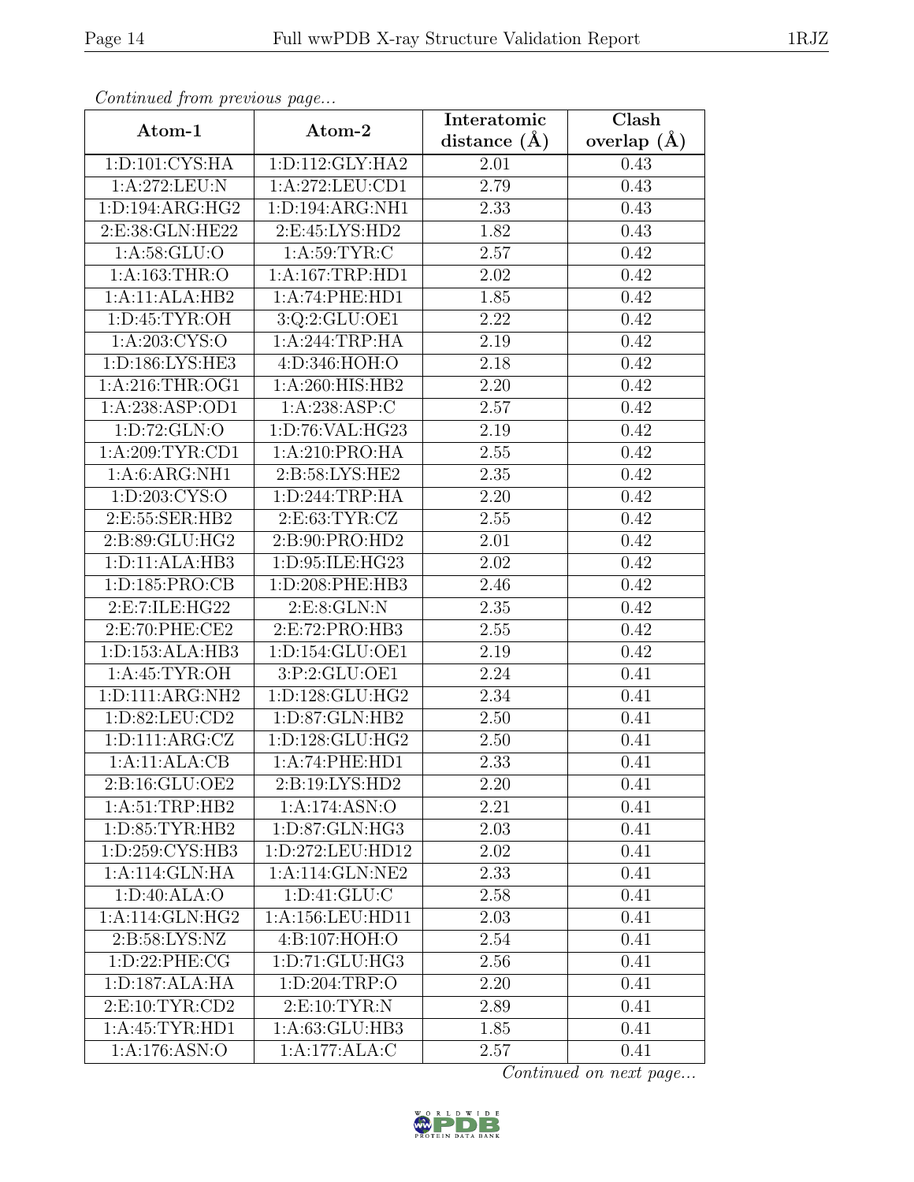*Continued from previous page...*

| Atom-1 | Atom-2 | Interatomic distance (Å) | Clash overlap (Å) |
|---|---|---|---|
| 1:D:101:CYS:HA | 1:D:112:GLY:HA2 | 2.01 | 0.43 |
| 1:A:272:LEU:N | 1:A:272:LEU:CD1 | 2.79 | 0.43 |
| 1:D:194:ARG:HG2 | 1:D:194:ARG:NH1 | 2.33 | 0.43 |
| 2:E:38:GLN:HE22 | 2:E:45:LYS:HD2 | 1.82 | 0.43 |
| 1:A:58:GLU:O | 1:A:59:TYR:C | 2.57 | 0.42 |
| 1:A:163:THR:O | 1:A:167:TRP:HD1 | 2.02 | 0.42 |
| 1:A:11:ALA:HB2 | 1:A:74:PHE:HD1 | 1.85 | 0.42 |
| 1:D:45:TYR:OH | 3:Q:2:GLU:OE1 | 2.22 | 0.42 |
| 1:A:203:CYS:O | 1:A:244:TRP:HA | 2.19 | 0.42 |
| 1:D:186:LYS:HE3 | 4:D:346:HOH:O | 2.18 | 0.42 |
| 1:A:216:THR:OG1 | 1:A:260:HIS:HB2 | 2.20 | 0.42 |
| 1:A:238:ASP:OD1 | 1:A:238:ASP:C | 2.57 | 0.42 |
| 1:D:72:GLN:O | 1:D:76:VAL:HG23 | 2.19 | 0.42 |
| 1:A:209:TYR:CD1 | 1:A:210:PRO:HA | 2.55 | 0.42 |
| 1:A:6:ARG:NH1 | 2:B:58:LYS:HE2 | 2.35 | 0.42 |
| 1:D:203:CYS:O | 1:D:244:TRP:HA | 2.20 | 0.42 |
| 2:E:55:SER:HB2 | 2:E:63:TYR:CZ | 2.55 | 0.42 |
| 2:B:89:GLU:HG2 | 2:B:90:PRO:HD2 | 2.01 | 0.42 |
| 1:D:11:ALA:HB3 | 1:D:95:ILE:HG23 | 2.02 | 0.42 |
| 1:D:185:PRO:CB | 1:D:208:PHE:HB3 | 2.46 | 0.42 |
| 2:E:7:ILE:HG22 | 2:E:8:GLN:N | 2.35 | 0.42 |
| 2:E:70:PHE:CE2 | 2:E:72:PRO:HB3 | 2.55 | 0.42 |
| 1:D:153:ALA:HB3 | 1:D:154:GLU:OE1 | 2.19 | 0.42 |
| 1:A:45:TYR:OH | 3:P:2:GLU:OE1 | 2.24 | 0.41 |
| 1:D:111:ARG:NH2 | 1:D:128:GLU:HG2 | 2.34 | 0.41 |
| 1:D:82:LEU:CD2 | 1:D:87:GLN:HB2 | 2.50 | 0.41 |
| 1:D:111:ARG:CZ | 1:D:128:GLU:HG2 | 2.50 | 0.41 |
| 1:A:11:ALA:CB | 1:A:74:PHE:HD1 | 2.33 | 0.41 |
| 2:B:16:GLU:OE2 | 2:B:19:LYS:HD2 | 2.20 | 0.41 |
| 1:A:51:TRP:HB2 | 1:A:174:ASN:O | 2.21 | 0.41 |
| 1:D:85:TYR:HB2 | 1:D:87:GLN:HG3 | 2.03 | 0.41 |
| 1:D:259:CYS:HB3 | 1:D:272:LEU:HD12 | 2.02 | 0.41 |
| 1:A:114:GLN:HA | 1:A:114:GLN:NE2 | 2.33 | 0.41 |
| 1:D:40:ALA:O | 1:D:41:GLU:C | 2.58 | 0.41 |
| 1:A:114:GLN:HG2 | 1:A:156:LEU:HD11 | 2.03 | 0.41 |
| 2:B:58:LYS:NZ | 4:B:107:HOH:O | 2.54 | 0.41 |
| 1:D:22:PHE:CG | 1:D:71:GLU:HG3 | 2.56 | 0.41 |
| 1:D:187:ALA:HA | 1:D:204:TRP:O | 2.20 | 0.41 |
| 2:E:10:TYR:CD2 | 2:E:10:TYR:N | 2.89 | 0.41 |
| 1:A:45:TYR:HD1 | 1:A:63:GLU:HB3 | 1.85 | 0.41 |
| 1:A:176:ASN:O | 1:A:177:ALA:C | 2.57 | 0.41 |

*Continued on next page...*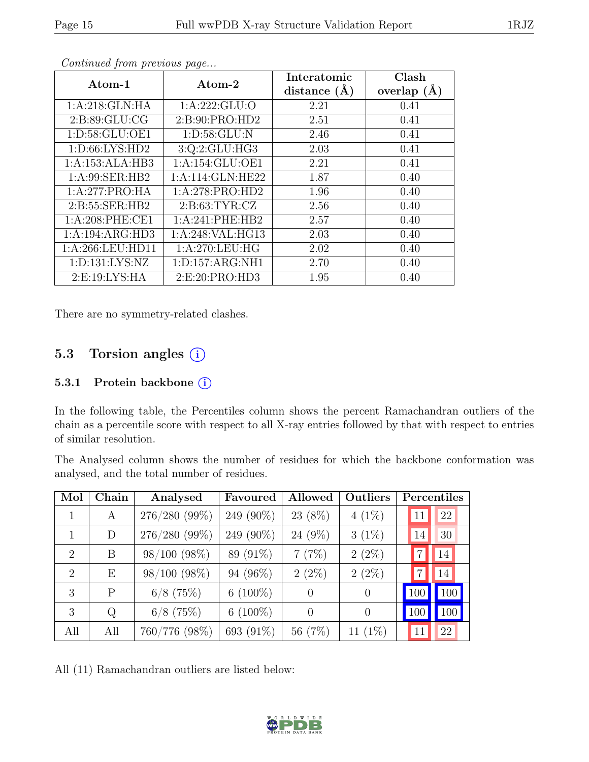*Continued from previous page...*

| Atom-1 | Atom-2 | Interatomic distance (Å) | Clash overlap (Å) |
|---|---|---|---|
| 1:A:218:GLN:HA | 1:A:222:GLU:O | 2.21 | 0.41 |
| 2:B:89:GLU:CG | 2:B:90:PRO:HD2 | 2.51 | 0.41 |
| 1:D:58:GLU:OE1 | 1:D:58:GLU:N | 2.46 | 0.41 |
| 1:D:66:LYS:HD2 | 3:Q:2:GLU:HG3 | 2.03 | 0.41 |
| 1:A:153:ALA:HB3 | 1:A:154:GLU:OE1 | 2.21 | 0.41 |
| 1:A:99:SER:HB2 | 1:A:114:GLN:HE22 | 1.87 | 0.40 |
| 1:A:277:PRO:HA | 1:A:278:PRO:HD2 | 1.96 | 0.40 |
| 2:B:55:SER:HB2 | 2:B:63:TYR:CZ | 2.56 | 0.40 |
| 1:A:208:PHE:CE1 | 1:A:241:PHE:HB2 | 2.57 | 0.40 |
| 1:A:194:ARG:HD3 | 1:A:248:VAL:HG13 | 2.03 | 0.40 |
| 1:A:266:LEU:HD11 | 1:A:270:LEU:HG | 2.02 | 0.40 |
| 1:D:131:LYS:NZ | 1:D:157:ARG:NH1 | 2.70 | 0.40 |
| 2:E:19:LYS:HA | 2:E:20:PRO:HD3 | 1.95 | 0.40 |

There are no symmetry-related clashes.

## 5.3 Torsion angles (i)

### 5.3.1 Protein backbone (i)

In the following table, the Percentiles column shows the percent Ramachandran outliers of the chain as a percentile score with respect to all X-ray entries followed by that with respect to entries of similar resolution.

The Analysed column shows the number of residues for which the backbone conformation was analysed, and the total number of residues.

| Mol | Chain | Analysed | Favoured | Allowed | Outliers | Percentiles | |
|---|---|---|---|---|---|---|---|
| 1 | A | 276/280 (99%) | 249 (90%) | 23 (8%) | 4 (1%) | 11 | 22 |
| 1 | D | 276/280 (99%) | 249 (90%) | 24 (9%) | 3 (1%) | 14 | 30 |
| 2 | B | 98/100 (98%) | 89 (91%) | 7 (7%) | 2 (2%) | 7 | 14 |
| 2 | E | 98/100 (98%) | 94 (96%) | 2 (2%) | 2 (2%) | 7 | 14 |
| 3 | P | 6/8 (75%) | 6 (100%) | 0 | 0 | 100 | 100 |
| 3 | Q | 6/8 (75%) | 6 (100%) | 0 | 0 | 100 | 100 |
| All | All | 760/776 (98%) | 693 (91%) | 56 (7%) | 11 (1%) | 11 | 22 |

All (11) Ramachandran outliers are listed below: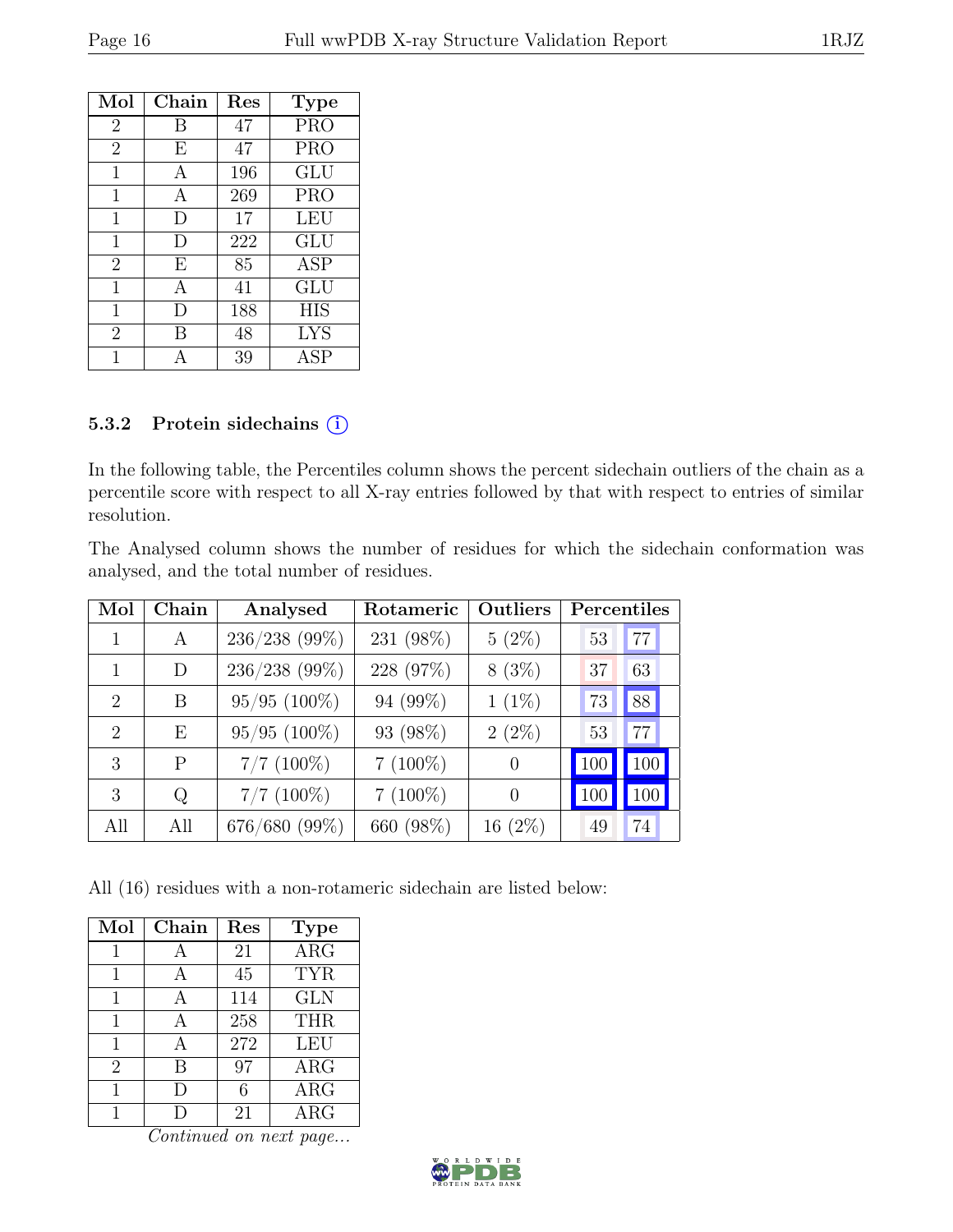| Mol | Chain | Res | Type |
|---|---|---|---|
| 2 | B | 47 | PRO |
| 2 | E | 47 | PRO |
| 1 | A | 196 | GLU |
| 1 | A | 269 | PRO |
| 1 | D | 17 | LEU |
| 1 | D | 222 | GLU |
| 2 | E | 85 | ASP |
| 1 | A | 41 | GLU |
| 1 | D | 188 | HIS |
| 2 | B | 48 | LYS |
| 1 | A | 39 | ASP |

### 5.3.2 Protein sidechains (i)

In the following table, the Percentiles column shows the percent sidechain outliers of the chain as a percentile score with respect to all X-ray entries followed by that with respect to entries of similar resolution.

The Analysed column shows the number of residues for which the sidechain conformation was analysed, and the total number of residues.

| Mol | Chain | Analysed | Rotameric | Outliers | Percentiles | |
|---|---|---|---|---|---|---|
| 1 | A | 236/238 (99%) | 231 (98%) | 5 (2%) | 53 | 77 |
| 1 | D | 236/238 (99%) | 228 (97%) | 8 (3%) | 37 | 63 |
| 2 | B | 95/95 (100%) | 94 (99%) | 1 (1%) | 73 | 88 |
| 2 | E | 95/95 (100%) | 93 (98%) | 2 (2%) | 53 | 77 |
| 3 | P | 7/7 (100%) | 7 (100%) | 0 | 100 | 100 |
| 3 | Q | 7/7 (100%) | 7 (100%) | 0 | 100 | 100 |
| All | All | 676/680 (99%) | 660 (98%) | 16 (2%) | 49 | 74 |

All (16) residues with a non-rotameric sidechain are listed below:

| Mol | Chain | Res | Type |
|---|---|---|---|
| 1 | A | 21 | ARG |
| 1 | A | 45 | TYR |
| 1 | A | 114 | GLN |
| 1 | A | 258 | THR |
| 1 | A | 272 | LEU |
| 2 | B | 97 | ARG |
| 1 | D | 6 | ARG |
| 1 | D | 21 | ARG |

*Continued on next page...*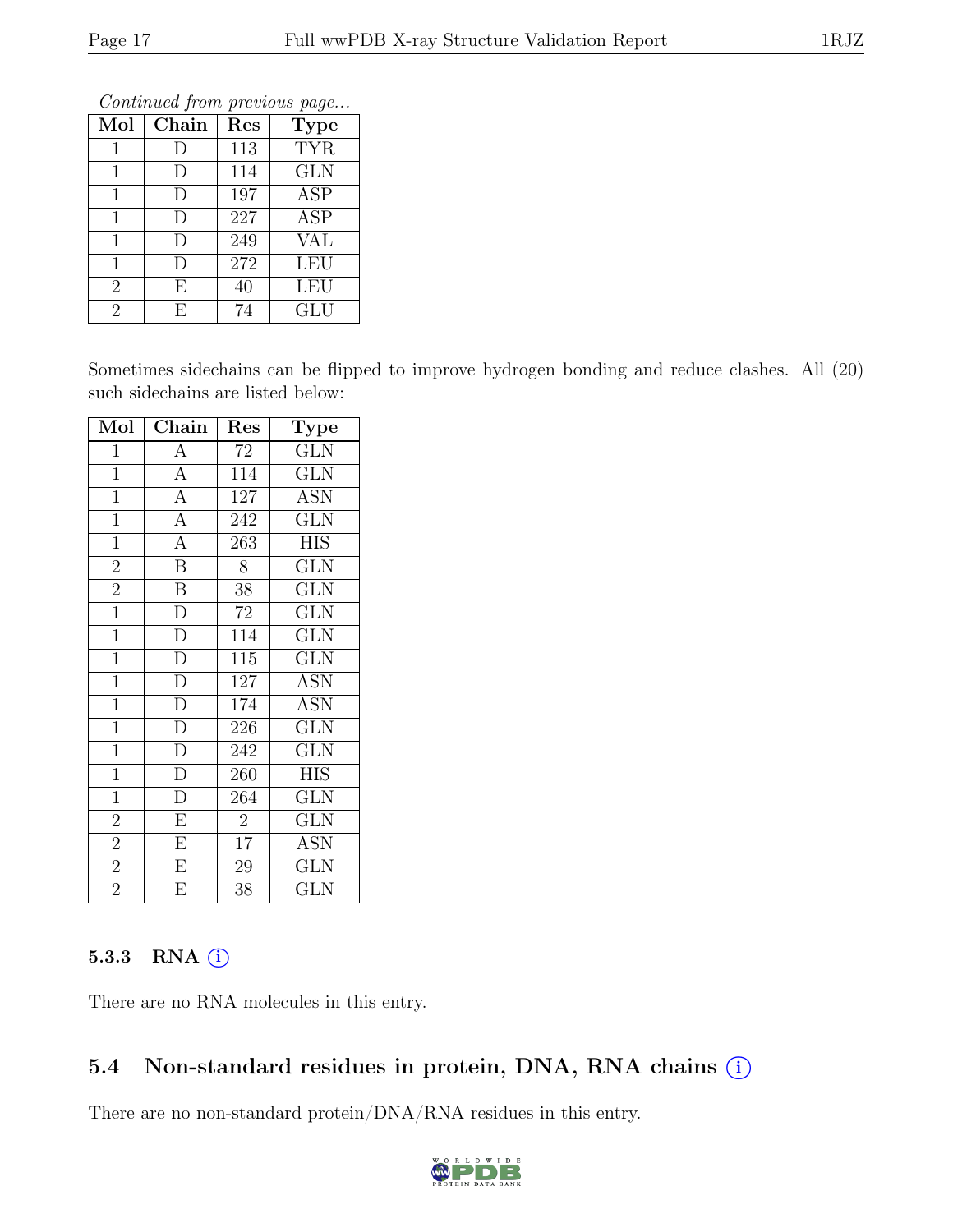*Continued from previous page...*

| Mol | Chain | Res | Type |
|---|---|---|---|
| 1 | D | 113 | TYR |
| 1 | D | 114 | GLN |
| 1 | D | 197 | ASP |
| 1 | D | 227 | ASP |
| 1 | D | 249 | VAL |
| 1 | D | 272 | LEU |
| 2 | E | 40 | LEU |
| 2 | E | 74 | GLU |

Sometimes sidechains can be flipped to improve hydrogen bonding and reduce clashes. All (20) such sidechains are listed below:

| Mol | Chain | Res | Type |
|---|---|---|---|
| 1 | A | 72 | GLN |
| 1 | A | 114 | GLN |
| 1 | A | 127 | ASN |
| 1 | A | 242 | GLN |
| 1 | A | 263 | HIS |
| 2 | B | 8 | GLN |
| 2 | B | 38 | GLN |
| 1 | D | 72 | GLN |
| 1 | D | 114 | GLN |
| 1 | D | 115 | GLN |
| 1 | D | 127 | ASN |
| 1 | D | 174 | ASN |
| 1 | D | 226 | GLN |
| 1 | D | 242 | GLN |
| 1 | D | 260 | HIS |
| 1 | D | 264 | GLN |
| 2 | E | 2 | GLN |
| 2 | E | 17 | ASN |
| 2 | E | 29 | GLN |
| 2 | E | 38 | GLN |

### 5.3.3 RNA

There are no RNA molecules in this entry.

## 5.4 Non-standard residues in protein, DNA, RNA chains

There are no non-standard protein/DNA/RNA residues in this entry.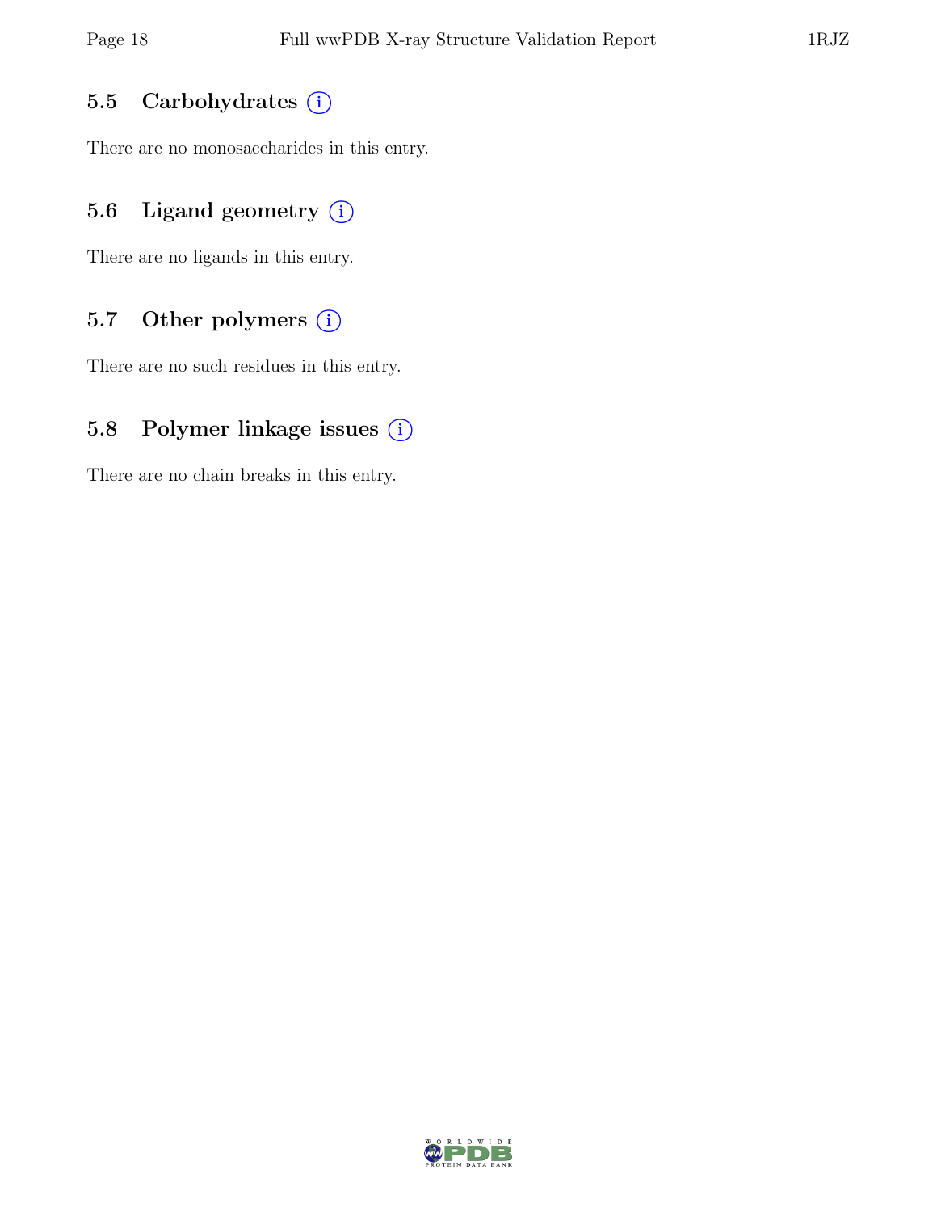### 5.5 Carbohydrates (i)

There are no monosaccharides in this entry.

### 5.6 Ligand geometry (i)

There are no ligands in this entry.

### 5.7 Other polymers (i)

There are no such residues in this entry.

### 5.8 Polymer linkage issues (i)

There are no chain breaks in this entry.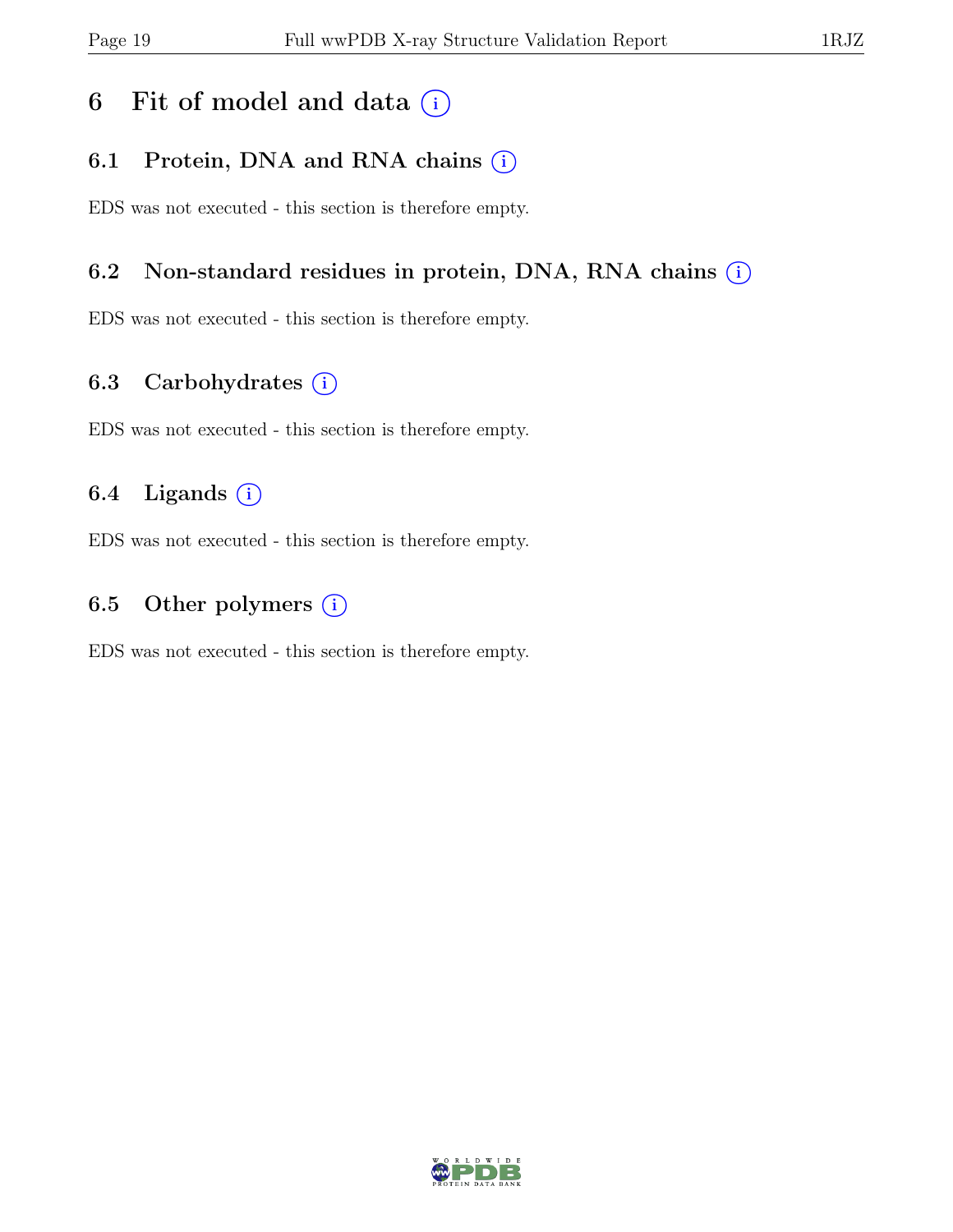# 6 Fit of model and data

## 6.1 Protein, DNA and RNA chains

EDS was not executed - this section is therefore empty.

## 6.2 Non-standard residues in protein, DNA, RNA chains

EDS was not executed - this section is therefore empty.

## 6.3 Carbohydrates

EDS was not executed - this section is therefore empty.

## 6.4 Ligands

EDS was not executed - this section is therefore empty.

## 6.5 Other polymers

EDS was not executed - this section is therefore empty.